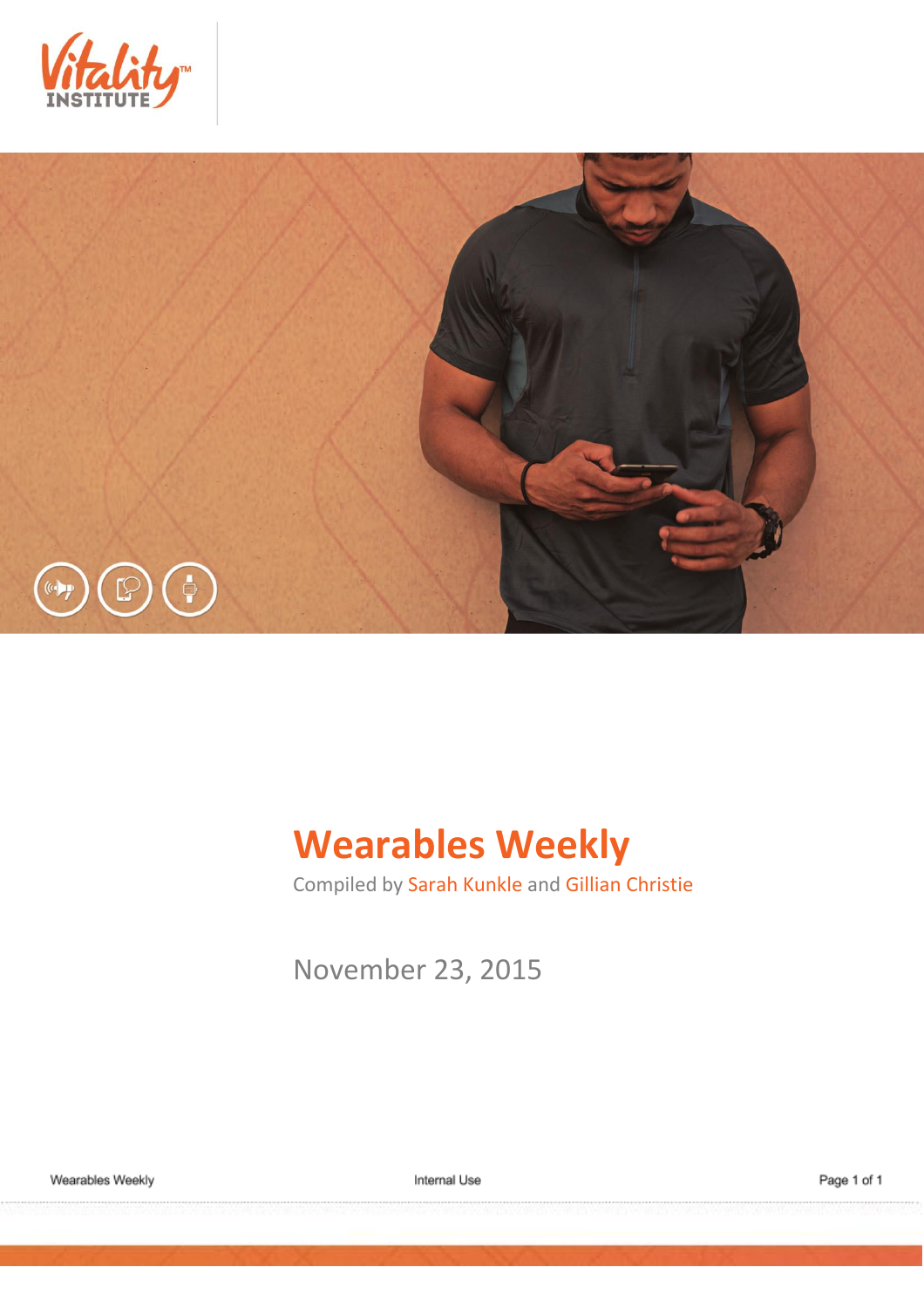# Wearables Weekly

Compiled by Sarah Kunkle and Gillian Christie

November 23, 2015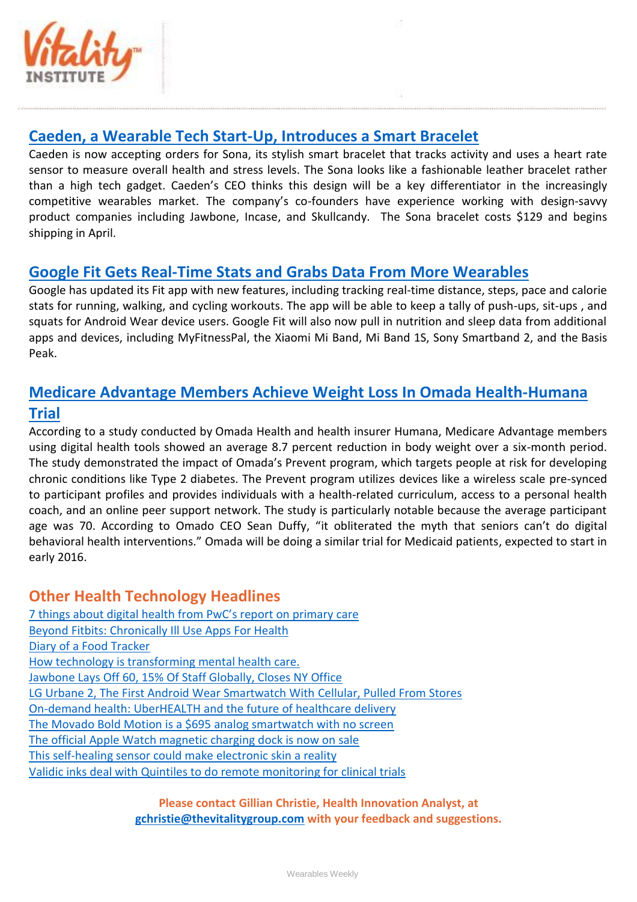## Caeden, a Wearable Tech Start-Up, Introduces a Smart Bracelet

Caeden is now accepting orders for Sona, its stylish smart bracelet that tracks activity and uses a heart rate sensor to measure overall health and stress levels. The Sona looks like a fashionable leather bracelet rather than a high tech gadget. Caeden's CEO thinks this design will be a key differentiator in the increasingly competitive wearables market. The company's co-founders have experience working with design-savvy product companies including Jawbone, Incase, and Skullcandy. The Sona bracelet costs $129 and begins shipping in April.

## Google Fit Gets Real-Time Stats and Grabs Data From More Wearables

Google has updated its Fit app with new features, including tracking real-time distance, steps, pace and calorie stats for running, walking, and cycling workouts. The app will be able to keep a tally of push-ups, sit-ups , and squats for Android Wear device users. Google Fit will also now pull in nutrition and sleep data from additional apps and devices, including MyFitnessPal, the Xiaomi Mi Band, Mi Band 1S, Sony Smartband 2, and the Basis Peak.

## Medicare Advantage Members Achieve Weight Loss In Omada Health-Humana Trial

According to a study conducted by Omada Health and health insurer Humana, Medicare Advantage members using digital health tools showed an average 8.7 percent reduction in body weight over a six-month period. The study demonstrated the impact of Omada's Prevent program, which targets people at risk for developing chronic conditions like Type 2 diabetes. The Prevent program utilizes devices like a wireless scale pre-synced to participant profiles and provides individuals with a health-related curriculum, access to a personal health coach, and an online peer support network. The study is particularly notable because the average participant age was 70. According to Omado CEO Sean Duffy, "it obliterated the myth that seniors can't do digital behavioral health interventions." Omada will be doing a similar trial for Medicaid patients, expected to start in early 2016.

## Other Health Technology Headlines

7 things about digital health from PwC's report on primary care
Beyond Fitbits: Chronically Ill Use Apps For Health
Diary of a Food Tracker
How technology is transforming mental health care.
Jawbone Lays Off 60, 15% Of Staff Globally, Closes NY Office
LG Urbane 2, The First Android Wear Smartwatch With Cellular, Pulled From Stores
On-demand health: UberHEALTH and the future of healthcare delivery
The Movado Bold Motion is a $695 analog smartwatch with no screen
The official Apple Watch magnetic charging dock is now on sale
This self-healing sensor could make electronic skin a reality
Validic inks deal with Quintiles to do remote monitoring for clinical trials

**Please contact Gillian Christie, Health Innovation Analyst, at gchristie@thevitalitygroup.com with your feedback and suggestions.**